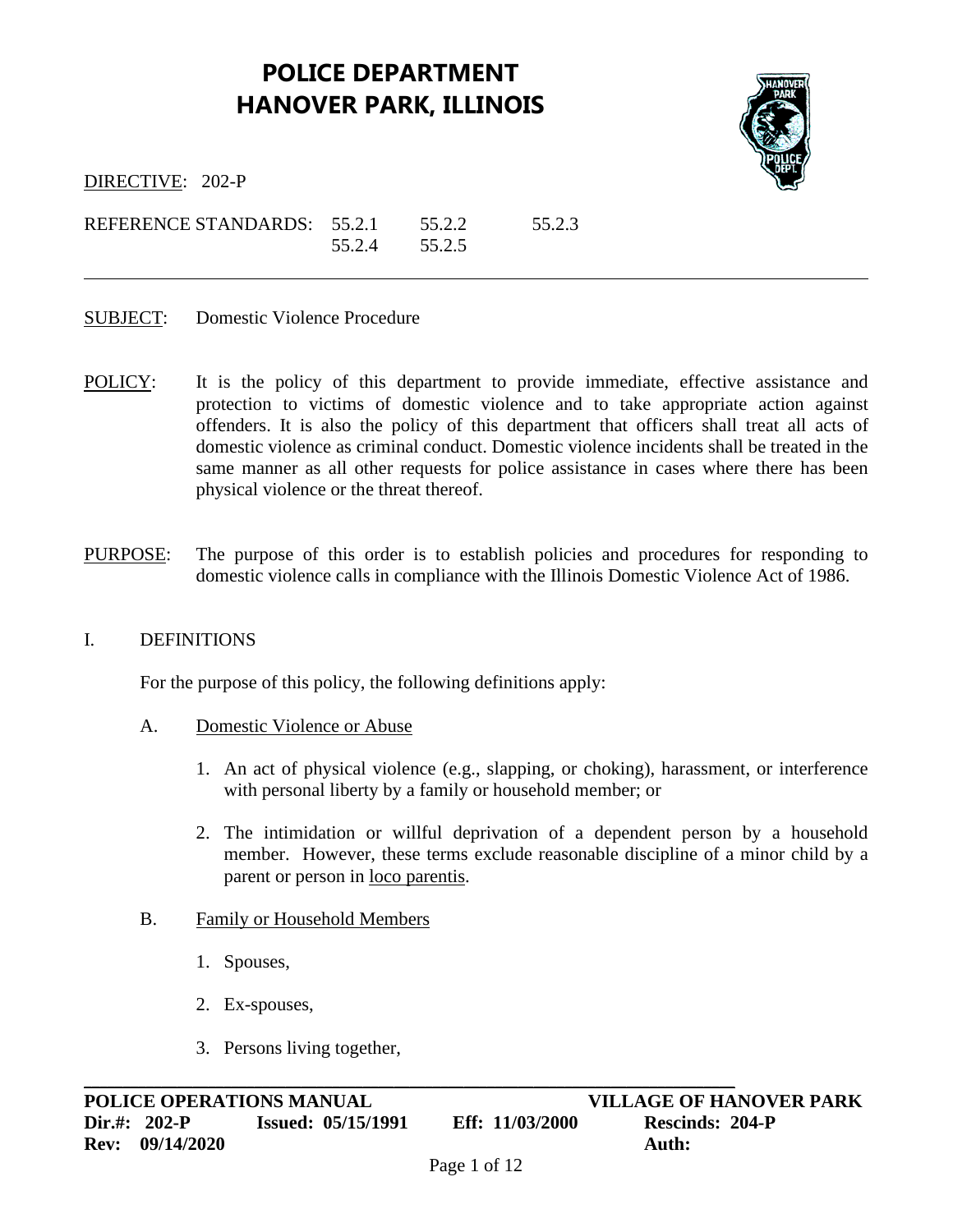# POLICE DEPARTMENT
# HANOVER PARK, ILLINOIS

DIRECTIVE: 202-P

REFERENCE STANDARDS: 55.2.1 55.2.2 55.2.3 55.2.4 55.2.5

---

SUBJECT: Domestic Violence Procedure

POLICY: It is the policy of this department to provide immediate, effective assistance and protection to victims of domestic violence and to take appropriate action against offenders. It is also the policy of this department that officers shall treat all acts of domestic violence as criminal conduct. Domestic violence incidents shall be treated in the same manner as all other requests for police assistance in cases where there has been physical violence or the threat thereof.

PURPOSE: The purpose of this order is to establish policies and procedures for responding to domestic violence calls in compliance with the Illinois Domestic Violence Act of 1986.

## I. DEFINITIONS

For the purpose of this policy, the following definitions apply:

A. Domestic Violence or Abuse

1. An act of physical violence (e.g., slapping, or choking), harassment, or interference with personal liberty by a family or household member; or

2. The intimidation or willful deprivation of a dependent person by a household member. However, these terms exclude reasonable discipline of a minor child by a parent or person in loco parentis.

B. Family or Household Members

1. Spouses,

2. Ex-spouses,

3. Persons living together,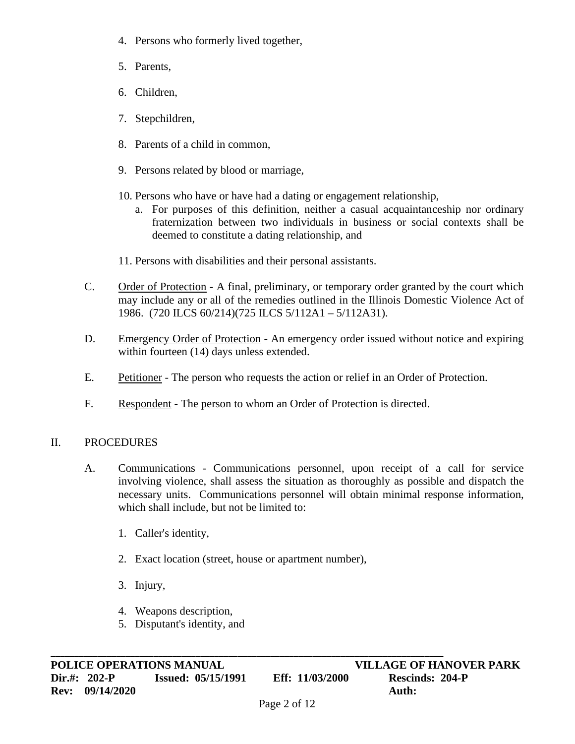4. Persons who formerly lived together,

5. Parents,

6. Children,

7. Stepchildren,

8. Parents of a child in common,

9. Persons related by blood or marriage,

10. Persons who have or have had a dating or engagement relationship,
    a. For purposes of this definition, neither a casual acquaintanceship nor ordinary fraternization between two individuals in business or social contexts shall be deemed to constitute a dating relationship, and

11. Persons with disabilities and their personal assistants.

C. Order of Protection - A final, preliminary, or temporary order granted by the court which may include any or all of the remedies outlined in the Illinois Domestic Violence Act of 1986. (720 ILCS 60/214)(725 ILCS 5/112A1 – 5/112A31).

D. Emergency Order of Protection - An emergency order issued without notice and expiring within fourteen (14) days unless extended.

E. Petitioner - The person who requests the action or relief in an Order of Protection.

F. Respondent - The person to whom an Order of Protection is directed.

## II. PROCEDURES

A. Communications - Communications personnel, upon receipt of a call for service involving violence, shall assess the situation as thoroughly as possible and dispatch the necessary units. Communications personnel will obtain minimal response information, which shall include, but not be limited to:

1. Caller's identity,

2. Exact location (street, house or apartment number),

3. Injury,

4. Weapons description,
5. Disputant's identity, and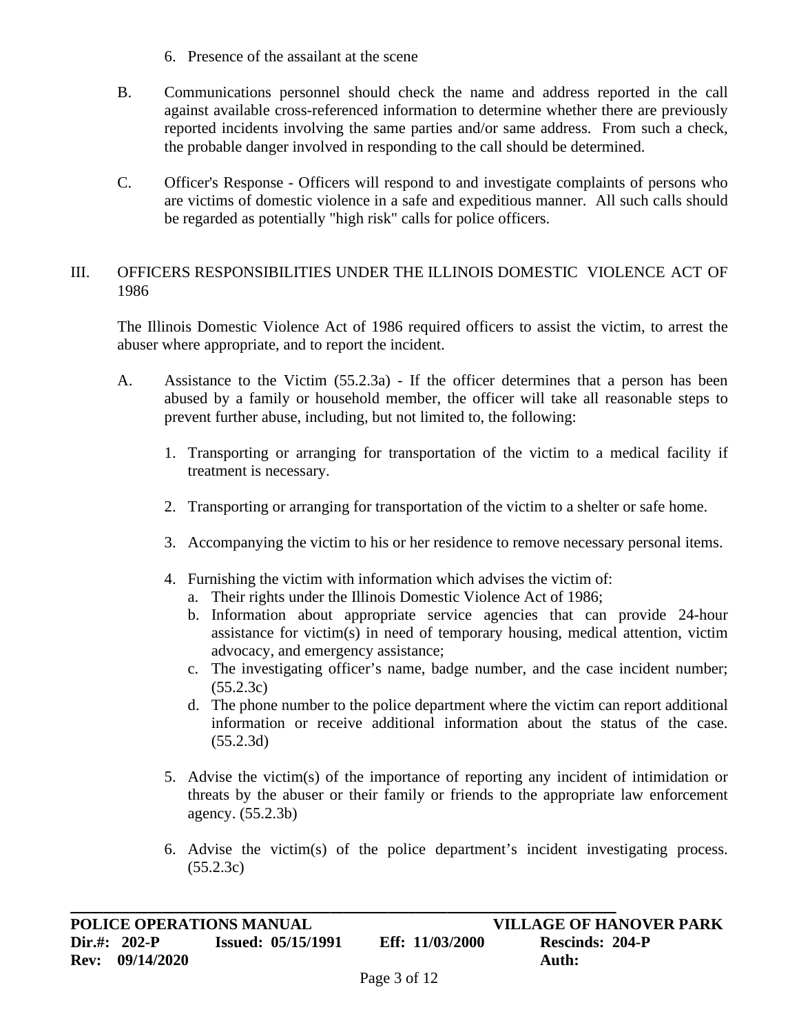6. Presence of the assailant at the scene

B. Communications personnel should check the name and address reported in the call against available cross-referenced information to determine whether there are previously reported incidents involving the same parties and/or same address. From such a check, the probable danger involved in responding to the call should be determined.

C. Officer's Response - Officers will respond to and investigate complaints of persons who are victims of domestic violence in a safe and expeditious manner. All such calls should be regarded as potentially "high risk" calls for police officers.

## III. OFFICERS RESPONSIBILITIES UNDER THE ILLINOIS DOMESTIC VIOLENCE ACT OF 1986

The Illinois Domestic Violence Act of 1986 required officers to assist the victim, to arrest the abuser where appropriate, and to report the incident.

A. Assistance to the Victim (55.2.3a) - If the officer determines that a person has been abused by a family or household member, the officer will take all reasonable steps to prevent further abuse, including, but not limited to, the following:

1. Transporting or arranging for transportation of the victim to a medical facility if treatment is necessary.

2. Transporting or arranging for transportation of the victim to a shelter or safe home.

3. Accompanying the victim to his or her residence to remove necessary personal items.

4. Furnishing the victim with information which advises the victim of:
   a. Their rights under the Illinois Domestic Violence Act of 1986;
   b. Information about appropriate service agencies that can provide 24-hour assistance for victim(s) in need of temporary housing, medical attention, victim advocacy, and emergency assistance;
   c. The investigating officer's name, badge number, and the case incident number; (55.2.3c)
   d. The phone number to the police department where the victim can report additional information or receive additional information about the status of the case. (55.2.3d)

5. Advise the victim(s) of the importance of reporting any incident of intimidation or threats by the abuser or their family or friends to the appropriate law enforcement agency. (55.2.3b)

6. Advise the victim(s) of the police department's incident investigating process. (55.2.3c)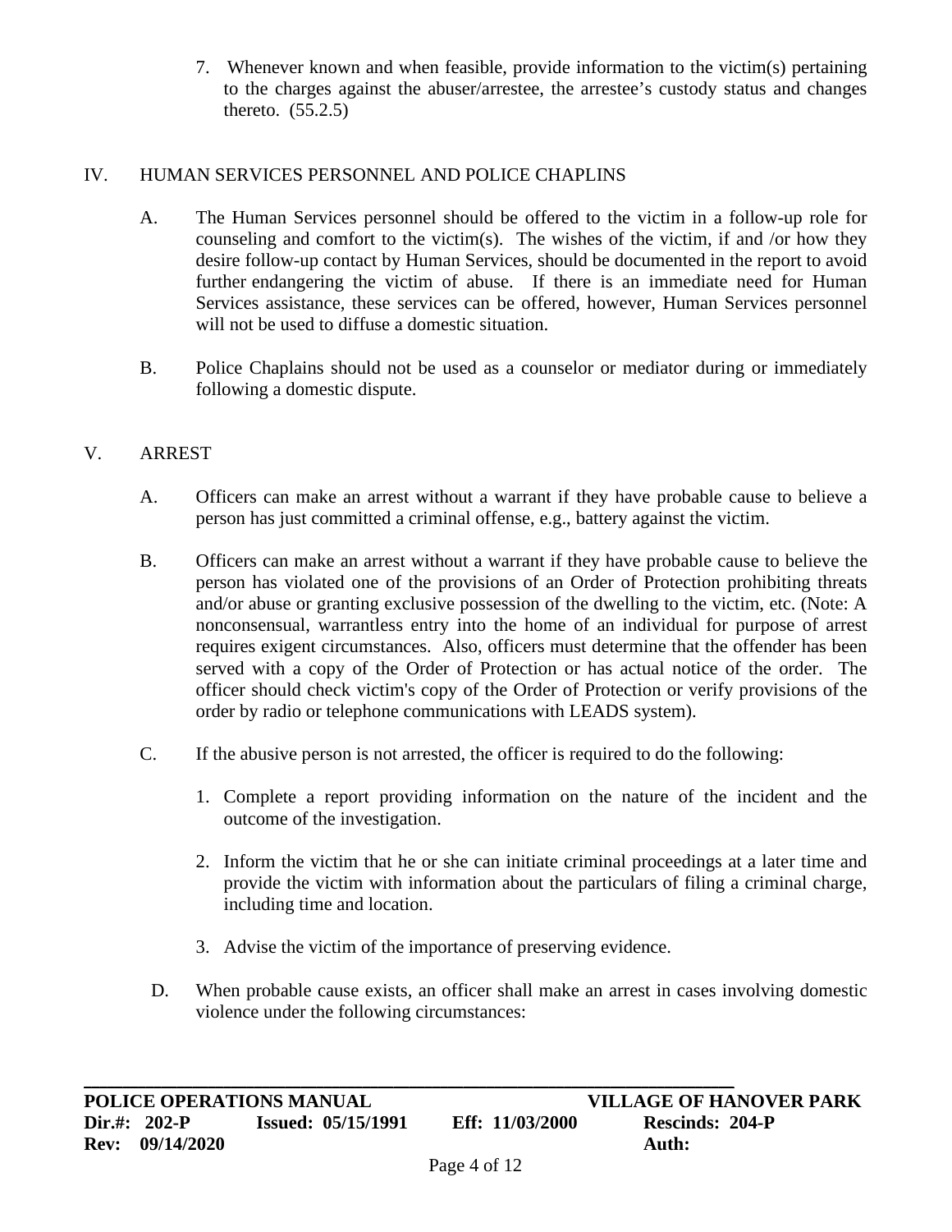7. Whenever known and when feasible, provide information to the victim(s) pertaining to the charges against the abuser/arrestee, the arrestee's custody status and changes thereto. (55.2.5)

## IV. HUMAN SERVICES PERSONNEL AND POLICE CHAPLINS

A. The Human Services personnel should be offered to the victim in a follow-up role for counseling and comfort to the victim(s). The wishes of the victim, if and /or how they desire follow-up contact by Human Services, should be documented in the report to avoid further endangering the victim of abuse. If there is an immediate need for Human Services assistance, these services can be offered, however, Human Services personnel will not be used to diffuse a domestic situation.

B. Police Chaplains should not be used as a counselor or mediator during or immediately following a domestic dispute.

## V. ARREST

A. Officers can make an arrest without a warrant if they have probable cause to believe a person has just committed a criminal offense, e.g., battery against the victim.

B. Officers can make an arrest without a warrant if they have probable cause to believe the person has violated one of the provisions of an Order of Protection prohibiting threats and/or abuse or granting exclusive possession of the dwelling to the victim, etc. (Note: A nonconsensual, warrantless entry into the home of an individual for purpose of arrest requires exigent circumstances. Also, officers must determine that the offender has been served with a copy of the Order of Protection or has actual notice of the order. The officer should check victim's copy of the Order of Protection or verify provisions of the order by radio or telephone communications with LEADS system).

C. If the abusive person is not arrested, the officer is required to do the following:

1. Complete a report providing information on the nature of the incident and the outcome of the investigation.

2. Inform the victim that he or she can initiate criminal proceedings at a later time and provide the victim with information about the particulars of filing a criminal charge, including time and location.

3. Advise the victim of the importance of preserving evidence.

D. When probable cause exists, an officer shall make an arrest in cases involving domestic violence under the following circumstances: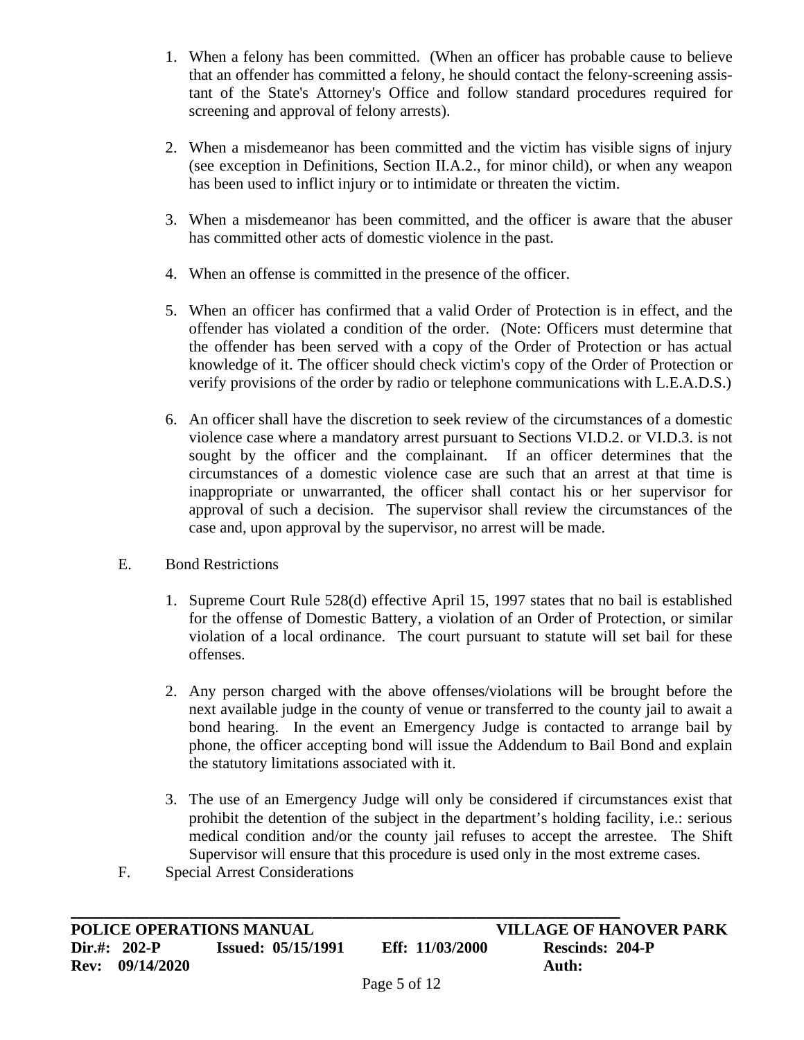1. When a felony has been committed. (When an officer has probable cause to believe that an offender has committed a felony, he should contact the felony-screening assistant of the State's Attorney's Office and follow standard procedures required for screening and approval of felony arrests).

2. When a misdemeanor has been committed and the victim has visible signs of injury (see exception in Definitions, Section II.A.2., for minor child), or when any weapon has been used to inflict injury or to intimidate or threaten the victim.

3. When a misdemeanor has been committed, and the officer is aware that the abuser has committed other acts of domestic violence in the past.

4. When an offense is committed in the presence of the officer.

5. When an officer has confirmed that a valid Order of Protection is in effect, and the offender has violated a condition of the order. (Note: Officers must determine that the offender has been served with a copy of the Order of Protection or has actual knowledge of it. The officer should check victim's copy of the Order of Protection or verify provisions of the order by radio or telephone communications with L.E.A.D.S.)

6. An officer shall have the discretion to seek review of the circumstances of a domestic violence case where a mandatory arrest pursuant to Sections VI.D.2. or VI.D.3. is not sought by the officer and the complainant. If an officer determines that the circumstances of a domestic violence case are such that an arrest at that time is inappropriate or unwarranted, the officer shall contact his or her supervisor for approval of such a decision. The supervisor shall review the circumstances of the case and, upon approval by the supervisor, no arrest will be made.

E. Bond Restrictions

1. Supreme Court Rule 528(d) effective April 15, 1997 states that no bail is established for the offense of Domestic Battery, a violation of an Order of Protection, or similar violation of a local ordinance. The court pursuant to statute will set bail for these offenses.

2. Any person charged with the above offenses/violations will be brought before the next available judge in the county of venue or transferred to the county jail to await a bond hearing. In the event an Emergency Judge is contacted to arrange bail by phone, the officer accepting bond will issue the Addendum to Bail Bond and explain the statutory limitations associated with it.

3. The use of an Emergency Judge will only be considered if circumstances exist that prohibit the detention of the subject in the department's holding facility, i.e.: serious medical condition and/or the county jail refuses to accept the arrestee. The Shift Supervisor will ensure that this procedure is used only in the most extreme cases.

F. Special Arrest Considerations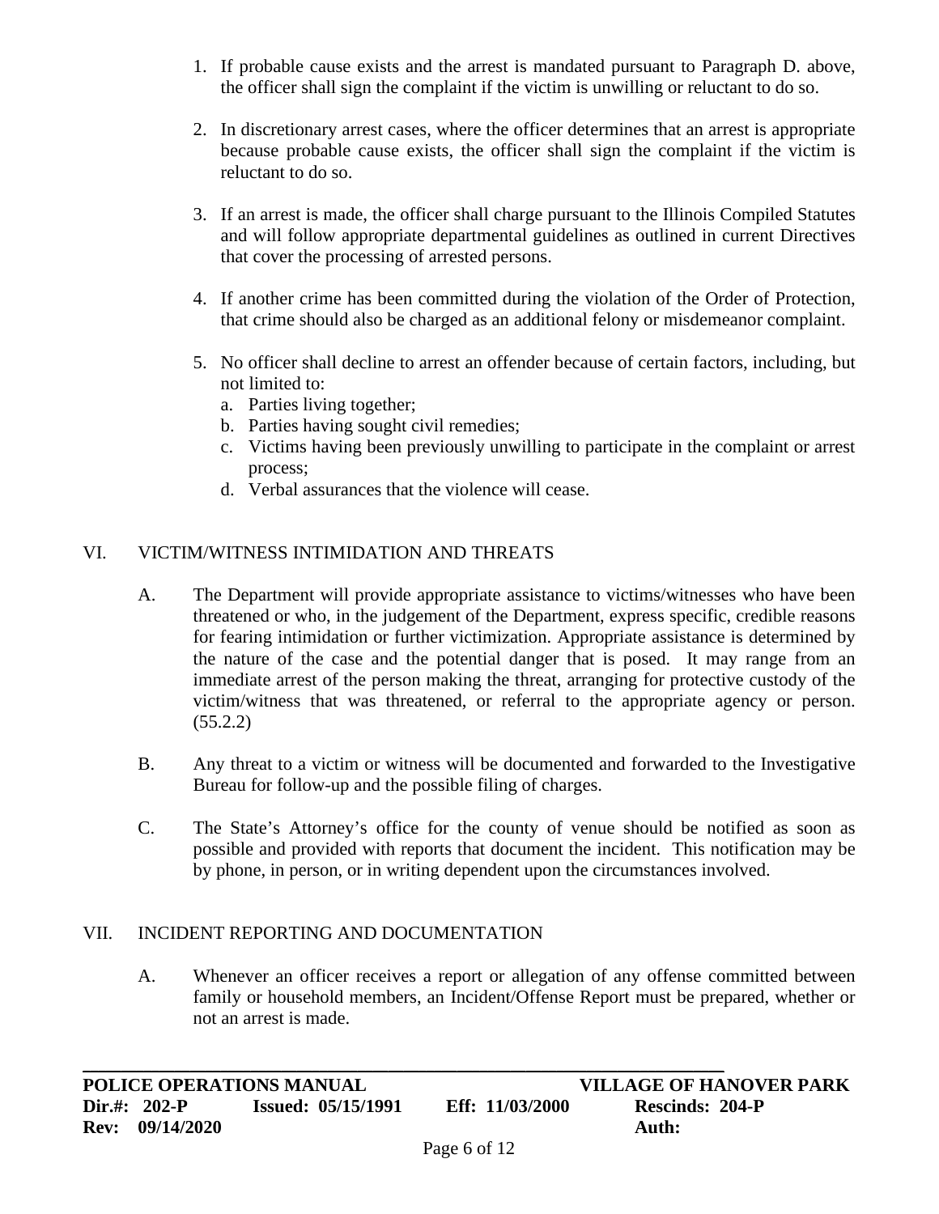1. If probable cause exists and the arrest is mandated pursuant to Paragraph D. above, the officer shall sign the complaint if the victim is unwilling or reluctant to do so.

2. In discretionary arrest cases, where the officer determines that an arrest is appropriate because probable cause exists, the officer shall sign the complaint if the victim is reluctant to do so.

3. If an arrest is made, the officer shall charge pursuant to the Illinois Compiled Statutes and will follow appropriate departmental guidelines as outlined in current Directives that cover the processing of arrested persons.

4. If another crime has been committed during the violation of the Order of Protection, that crime should also be charged as an additional felony or misdemeanor complaint.

5. No officer shall decline to arrest an offender because of certain factors, including, but not limited to:
   a. Parties living together;
   b. Parties having sought civil remedies;
   c. Victims having been previously unwilling to participate in the complaint or arrest process;
   d. Verbal assurances that the violence will cease.

## VI. VICTIM/WITNESS INTIMIDATION AND THREATS

A. The Department will provide appropriate assistance to victims/witnesses who have been threatened or who, in the judgement of the Department, express specific, credible reasons for fearing intimidation or further victimization. Appropriate assistance is determined by the nature of the case and the potential danger that is posed. It may range from an immediate arrest of the person making the threat, arranging for protective custody of the victim/witness that was threatened, or referral to the appropriate agency or person. (55.2.2)

B. Any threat to a victim or witness will be documented and forwarded to the Investigative Bureau for follow-up and the possible filing of charges.

C. The State's Attorney's office for the county of venue should be notified as soon as possible and provided with reports that document the incident. This notification may be by phone, in person, or in writing dependent upon the circumstances involved.

## VII. INCIDENT REPORTING AND DOCUMENTATION

A. Whenever an officer receives a report or allegation of any offense committed between family or household members, an Incident/Offense Report must be prepared, whether or not an arrest is made.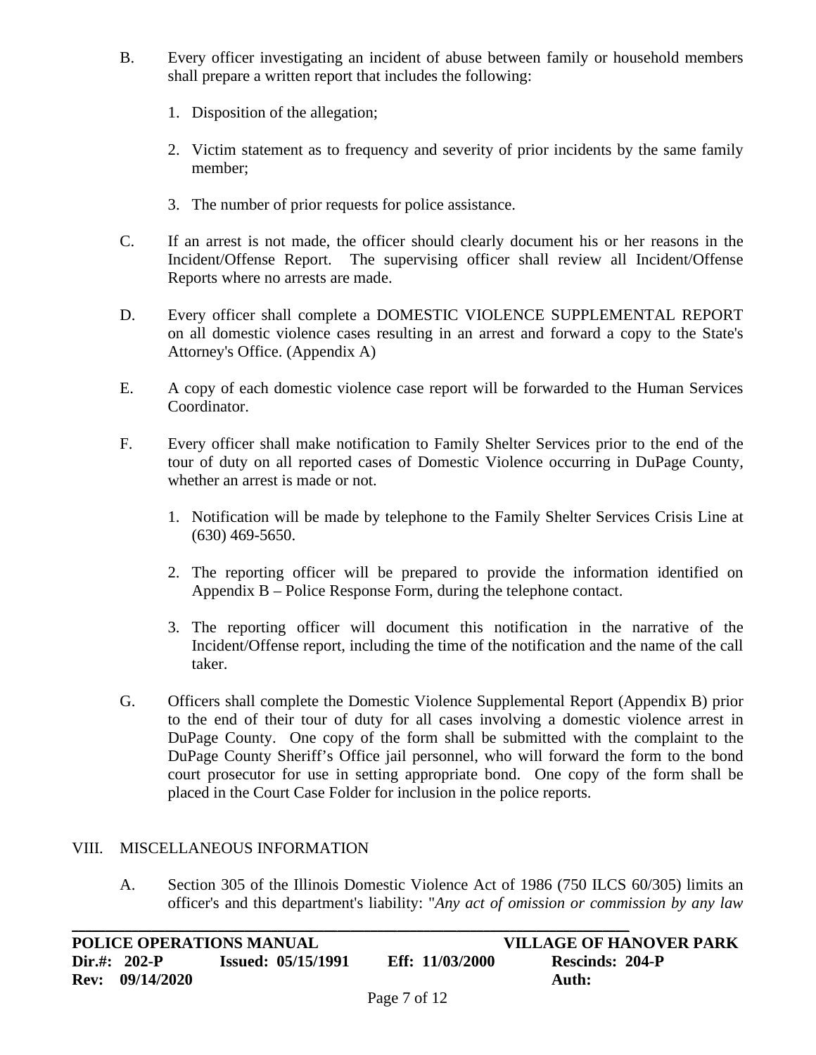B. Every officer investigating an incident of abuse between family or household members shall prepare a written report that includes the following:

1. Disposition of the allegation;

2. Victim statement as to frequency and severity of prior incidents by the same family member;

3. The number of prior requests for police assistance.

C. If an arrest is not made, the officer should clearly document his or her reasons in the Incident/Offense Report. The supervising officer shall review all Incident/Offense Reports where no arrests are made.

D. Every officer shall complete a DOMESTIC VIOLENCE SUPPLEMENTAL REPORT on all domestic violence cases resulting in an arrest and forward a copy to the State's Attorney's Office. (Appendix A)

E. A copy of each domestic violence case report will be forwarded to the Human Services Coordinator.

F. Every officer shall make notification to Family Shelter Services prior to the end of the tour of duty on all reported cases of Domestic Violence occurring in DuPage County, whether an arrest is made or not.

1. Notification will be made by telephone to the Family Shelter Services Crisis Line at (630) 469-5650.

2. The reporting officer will be prepared to provide the information identified on Appendix B – Police Response Form, during the telephone contact.

3. The reporting officer will document this notification in the narrative of the Incident/Offense report, including the time of the notification and the name of the call taker.

G. Officers shall complete the Domestic Violence Supplemental Report (Appendix B) prior to the end of their tour of duty for all cases involving a domestic violence arrest in DuPage County. One copy of the form shall be submitted with the complaint to the DuPage County Sheriff's Office jail personnel, who will forward the form to the bond court prosecutor for use in setting appropriate bond. One copy of the form shall be placed in the Court Case Folder for inclusion in the police reports.

## VIII. MISCELLANEOUS INFORMATION

A. Section 305 of the Illinois Domestic Violence Act of 1986 (750 ILCS 60/305) limits an officer's and this department's liability: "*Any act of omission or commission by any law*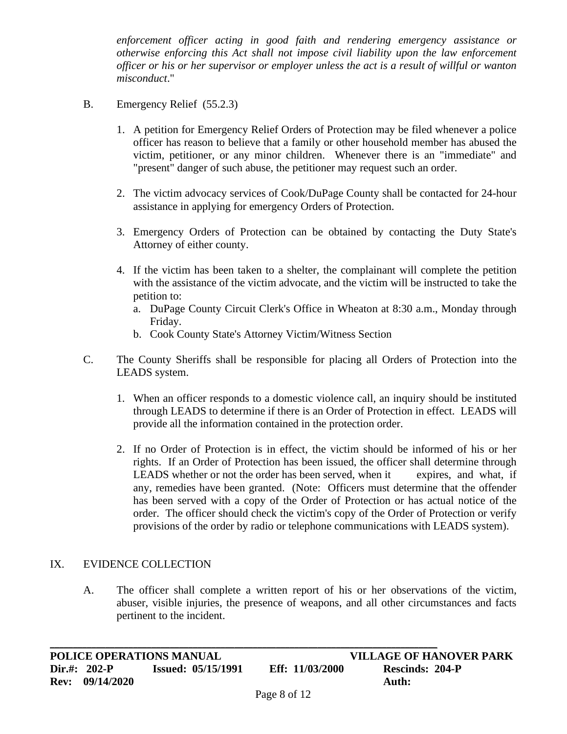*enforcement officer acting in good faith and rendering emergency assistance or otherwise enforcing this Act shall not impose civil liability upon the law enforcement officer or his or her supervisor or employer unless the act is a result of willful or wanton misconduct*."

B. Emergency Relief (55.2.3)

1. A petition for Emergency Relief Orders of Protection may be filed whenever a police officer has reason to believe that a family or other household member has abused the victim, petitioner, or any minor children. Whenever there is an "immediate" and "present" danger of such abuse, the petitioner may request such an order.

2. The victim advocacy services of Cook/DuPage County shall be contacted for 24-hour assistance in applying for emergency Orders of Protection.

3. Emergency Orders of Protection can be obtained by contacting the Duty State's Attorney of either county.

4. If the victim has been taken to a shelter, the complainant will complete the petition with the assistance of the victim advocate, and the victim will be instructed to take the petition to:
   a. DuPage County Circuit Clerk's Office in Wheaton at 8:30 a.m., Monday through Friday.
   b. Cook County State's Attorney Victim/Witness Section

C. The County Sheriffs shall be responsible for placing all Orders of Protection into the LEADS system.

1. When an officer responds to a domestic violence call, an inquiry should be instituted through LEADS to determine if there is an Order of Protection in effect. LEADS will provide all the information contained in the protection order.

2. If no Order of Protection is in effect, the victim should be informed of his or her rights. If an Order of Protection has been issued, the officer shall determine through LEADS whether or not the order has been served, when it expires, and what, if any, remedies have been granted. (Note: Officers must determine that the offender has been served with a copy of the Order of Protection or has actual notice of the order. The officer should check the victim's copy of the Order of Protection or verify provisions of the order by radio or telephone communications with LEADS system).

## IX. EVIDENCE COLLECTION

A. The officer shall complete a written report of his or her observations of the victim, abuser, visible injuries, the presence of weapons, and all other circumstances and facts pertinent to the incident.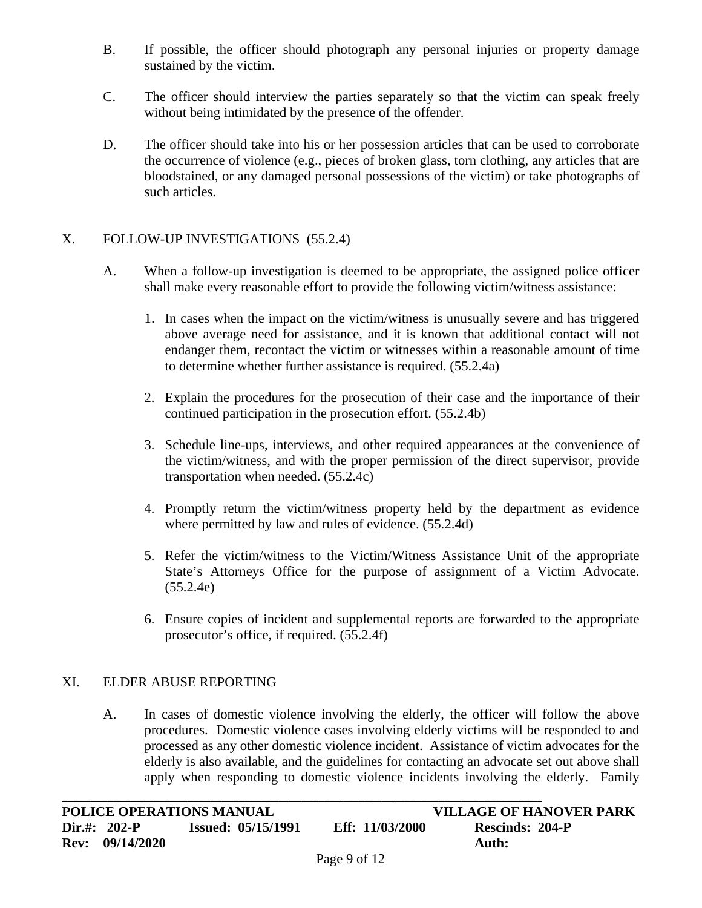B. If possible, the officer should photograph any personal injuries or property damage sustained by the victim.

C. The officer should interview the parties separately so that the victim can speak freely without being intimidated by the presence of the offender.

D. The officer should take into his or her possession articles that can be used to corroborate the occurrence of violence (e.g., pieces of broken glass, torn clothing, any articles that are bloodstained, or any damaged personal possessions of the victim) or take photographs of such articles.

## X. FOLLOW-UP INVESTIGATIONS (55.2.4)

A. When a follow-up investigation is deemed to be appropriate, the assigned police officer shall make every reasonable effort to provide the following victim/witness assistance:

1. In cases when the impact on the victim/witness is unusually severe and has triggered above average need for assistance, and it is known that additional contact will not endanger them, recontact the victim or witnesses within a reasonable amount of time to determine whether further assistance is required. (55.2.4a)

2. Explain the procedures for the prosecution of their case and the importance of their continued participation in the prosecution effort. (55.2.4b)

3. Schedule line-ups, interviews, and other required appearances at the convenience of the victim/witness, and with the proper permission of the direct supervisor, provide transportation when needed. (55.2.4c)

4. Promptly return the victim/witness property held by the department as evidence where permitted by law and rules of evidence. (55.2.4d)

5. Refer the victim/witness to the Victim/Witness Assistance Unit of the appropriate State's Attorneys Office for the purpose of assignment of a Victim Advocate. (55.2.4e)

6. Ensure copies of incident and supplemental reports are forwarded to the appropriate prosecutor's office, if required. (55.2.4f)

## XI. ELDER ABUSE REPORTING

A. In cases of domestic violence involving the elderly, the officer will follow the above procedures. Domestic violence cases involving elderly victims will be responded to and processed as any other domestic violence incident. Assistance of victim advocates for the elderly is also available, and the guidelines for contacting an advocate set out above shall apply when responding to domestic violence incidents involving the elderly. Family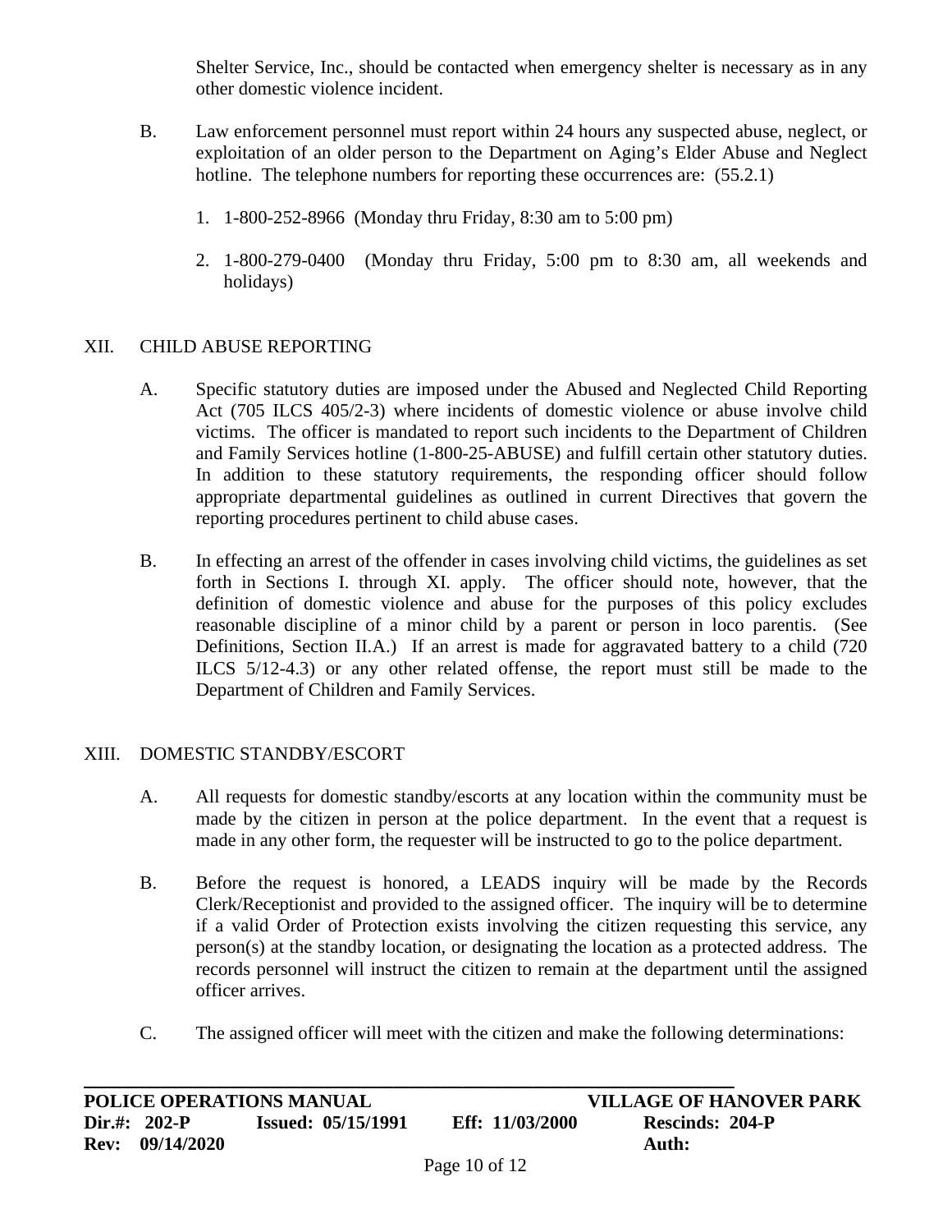Shelter Service, Inc., should be contacted when emergency shelter is necessary as in any other domestic violence incident.

B. Law enforcement personnel must report within 24 hours any suspected abuse, neglect, or exploitation of an older person to the Department on Aging's Elder Abuse and Neglect hotline. The telephone numbers for reporting these occurrences are: (55.2.1)

1. 1-800-252-8966 (Monday thru Friday, 8:30 am to 5:00 pm)

2. 1-800-279-0400 (Monday thru Friday, 5:00 pm to 8:30 am, all weekends and holidays)

## XII. CHILD ABUSE REPORTING

A. Specific statutory duties are imposed under the Abused and Neglected Child Reporting Act (705 ILCS 405/2-3) where incidents of domestic violence or abuse involve child victims. The officer is mandated to report such incidents to the Department of Children and Family Services hotline (1-800-25-ABUSE) and fulfill certain other statutory duties. In addition to these statutory requirements, the responding officer should follow appropriate departmental guidelines as outlined in current Directives that govern the reporting procedures pertinent to child abuse cases.

B. In effecting an arrest of the offender in cases involving child victims, the guidelines as set forth in Sections I. through XI. apply. The officer should note, however, that the definition of domestic violence and abuse for the purposes of this policy excludes reasonable discipline of a minor child by a parent or person in loco parentis. (See Definitions, Section II.A.) If an arrest is made for aggravated battery to a child (720 ILCS 5/12-4.3) or any other related offense, the report must still be made to the Department of Children and Family Services.

## XIII. DOMESTIC STANDBY/ESCORT

A. All requests for domestic standby/escorts at any location within the community must be made by the citizen in person at the police department. In the event that a request is made in any other form, the requester will be instructed to go to the police department.

B. Before the request is honored, a LEADS inquiry will be made by the Records Clerk/Receptionist and provided to the assigned officer. The inquiry will be to determine if a valid Order of Protection exists involving the citizen requesting this service, any person(s) at the standby location, or designating the location as a protected address. The records personnel will instruct the citizen to remain at the department until the assigned officer arrives.

C. The assigned officer will meet with the citizen and make the following determinations: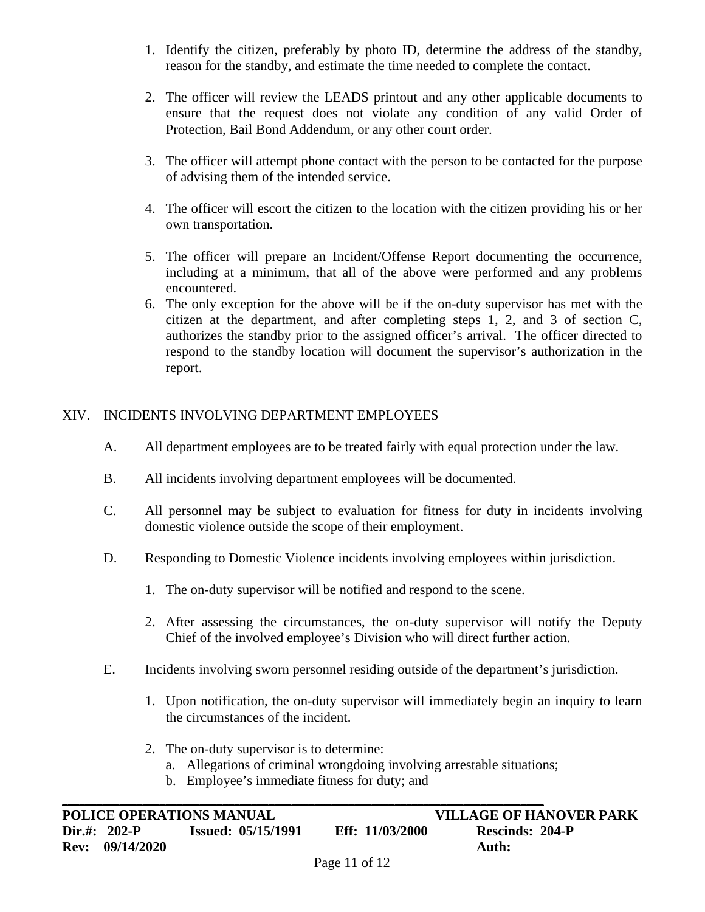1. Identify the citizen, preferably by photo ID, determine the address of the standby, reason for the standby, and estimate the time needed to complete the contact.

2. The officer will review the LEADS printout and any other applicable documents to ensure that the request does not violate any condition of any valid Order of Protection, Bail Bond Addendum, or any other court order.

3. The officer will attempt phone contact with the person to be contacted for the purpose of advising them of the intended service.

4. The officer will escort the citizen to the location with the citizen providing his or her own transportation.

5. The officer will prepare an Incident/Offense Report documenting the occurrence, including at a minimum, that all of the above were performed and any problems encountered.

6. The only exception for the above will be if the on-duty supervisor has met with the citizen at the department, and after completing steps 1, 2, and 3 of section C, authorizes the standby prior to the assigned officer's arrival. The officer directed to respond to the standby location will document the supervisor's authorization in the report.

## XIV. INCIDENTS INVOLVING DEPARTMENT EMPLOYEES

A. All department employees are to be treated fairly with equal protection under the law.

B. All incidents involving department employees will be documented.

C. All personnel may be subject to evaluation for fitness for duty in incidents involving domestic violence outside the scope of their employment.

D. Responding to Domestic Violence incidents involving employees within jurisdiction.

1. The on-duty supervisor will be notified and respond to the scene.

2. After assessing the circumstances, the on-duty supervisor will notify the Deputy Chief of the involved employee's Division who will direct further action.

E. Incidents involving sworn personnel residing outside of the department's jurisdiction.

1. Upon notification, the on-duty supervisor will immediately begin an inquiry to learn the circumstances of the incident.

2. The on-duty supervisor is to determine:
   a. Allegations of criminal wrongdoing involving arrestable situations;
   b. Employee's immediate fitness for duty; and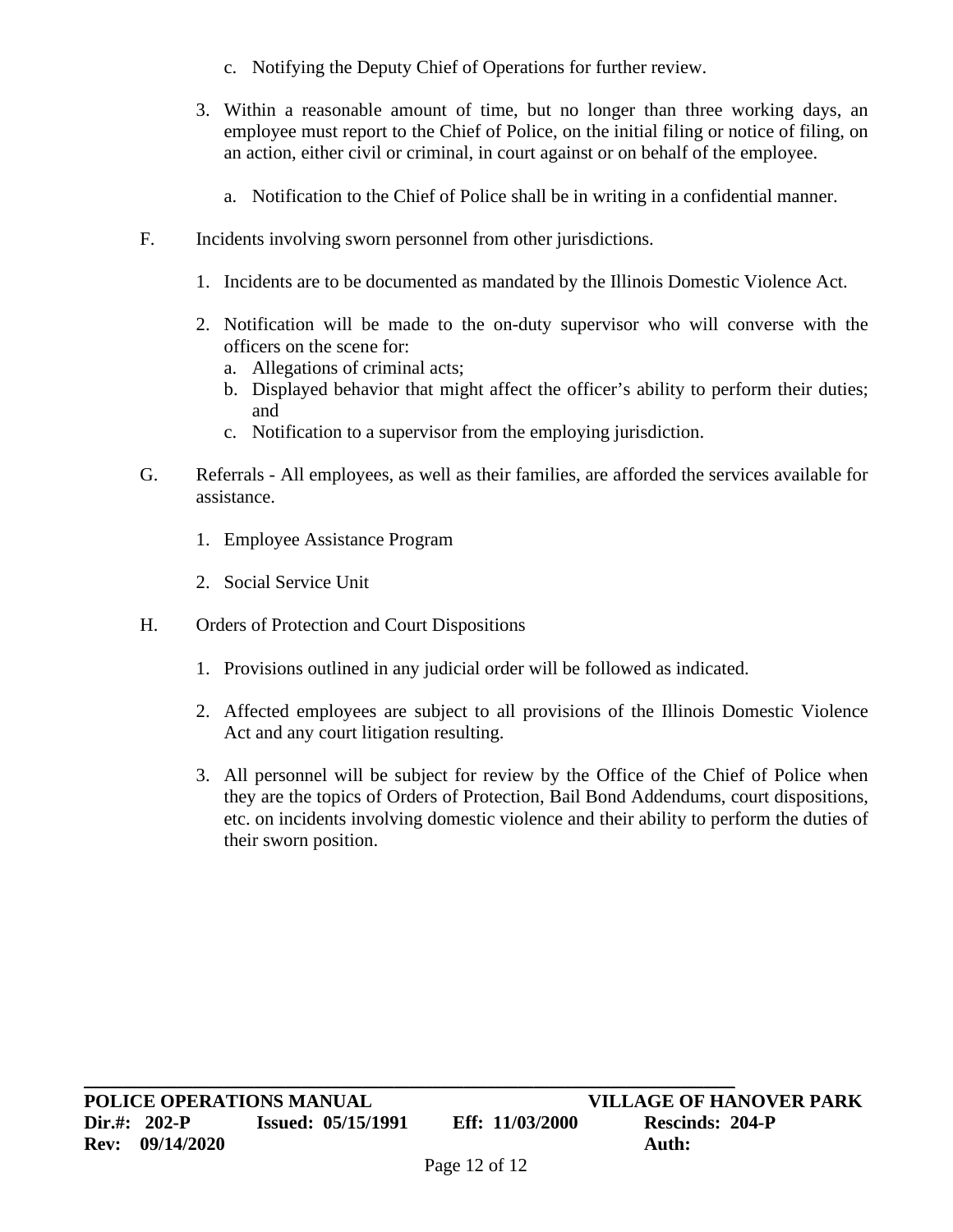c. Notifying the Deputy Chief of Operations for further review.

3. Within a reasonable amount of time, but no longer than three working days, an employee must report to the Chief of Police, on the initial filing or notice of filing, on an action, either civil or criminal, in court against or on behalf of the employee.

   a. Notification to the Chief of Police shall be in writing in a confidential manner.

F. Incidents involving sworn personnel from other jurisdictions.

1. Incidents are to be documented as mandated by the Illinois Domestic Violence Act.

2. Notification will be made to the on-duty supervisor who will converse with the officers on the scene for:
   a. Allegations of criminal acts;
   b. Displayed behavior that might affect the officer's ability to perform their duties; and
   c. Notification to a supervisor from the employing jurisdiction.

G. Referrals - All employees, as well as their families, are afforded the services available for assistance.

1. Employee Assistance Program

2. Social Service Unit

H. Orders of Protection and Court Dispositions

1. Provisions outlined in any judicial order will be followed as indicated.

2. Affected employees are subject to all provisions of the Illinois Domestic Violence Act and any court litigation resulting.

3. All personnel will be subject for review by the Office of the Chief of Police when they are the topics of Orders of Protection, Bail Bond Addendums, court dispositions, etc. on incidents involving domestic violence and their ability to perform the duties of their sworn position.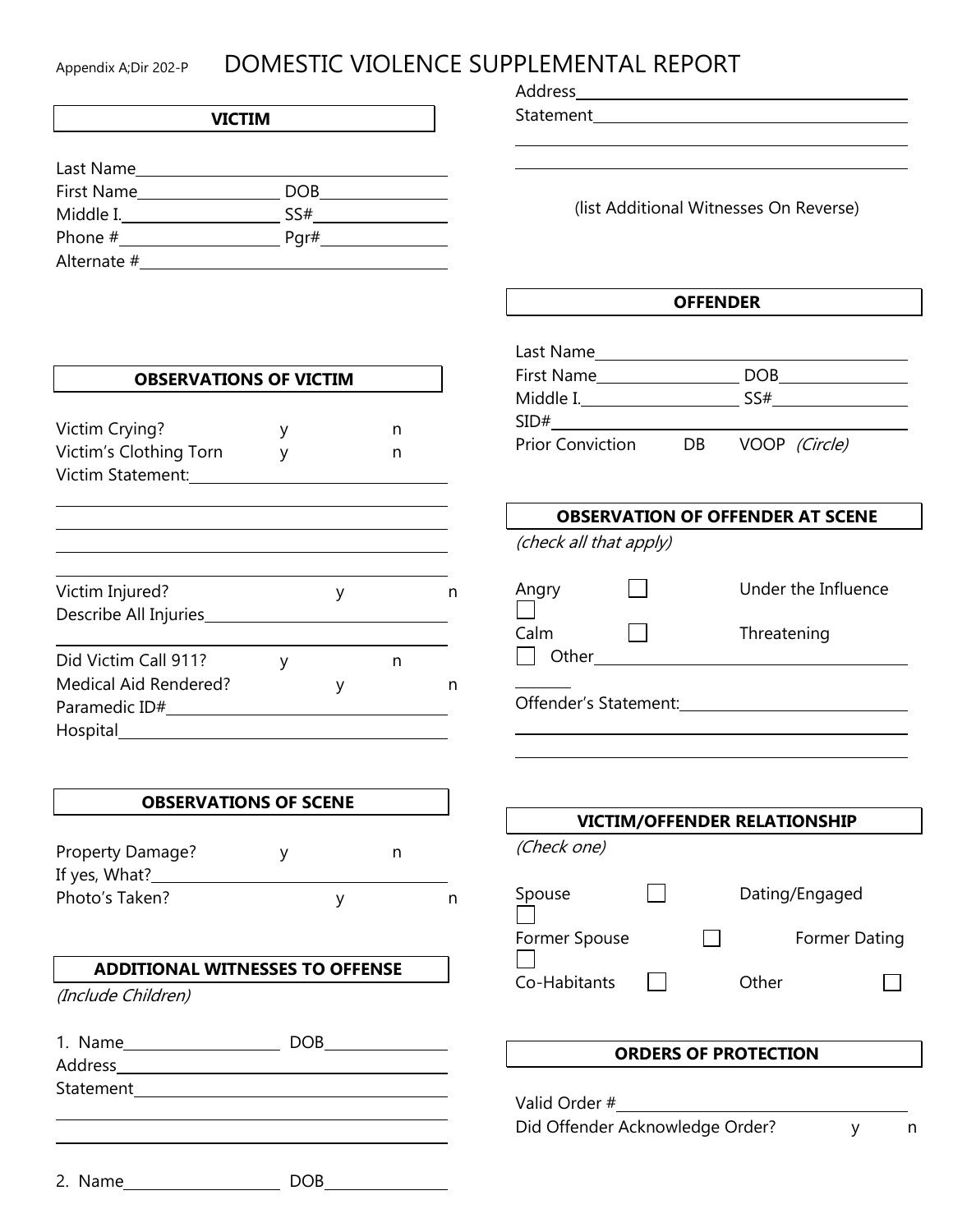Appendix A;Dir 202-P

# DOMESTIC VIOLENCE SUPPLEMENTAL REPORT

## VICTIM

Last Name\_\_\_\_\_\_\_\_\_\_\_\_\_\_\_\_\_\_\_\_\_\_\_\_\_\_\_\_\_\_

First Name\_\_\_\_\_\_\_\_\_\_\_\_\_\_ DOB\_\_\_\_\_\_\_\_\_\_\_\_

Middle I.\_\_\_\_\_\_\_\_\_\_\_\_\_\_ SS#\_\_\_\_\_\_\_\_\_\_\_\_

Phone #\_\_\_\_\_\_\_\_\_\_\_\_\_\_ Pgr#\_\_\_\_\_\_\_\_\_\_\_\_

Alternate #\_\_\_\_\_\_\_\_\_\_\_\_\_\_\_\_\_\_\_\_\_\_\_\_\_\_\_\_

## OBSERVATIONS OF VICTIM

Victim Crying? y n

Victim's Clothing Torn y n

Victim Statement:\_\_\_\_\_\_\_\_\_\_\_\_\_\_\_\_\_\_\_\_\_\_\_\_

Victim Injured? y n

Describe All Injuries\_\_\_\_\_\_\_\_\_\_\_\_\_\_\_\_\_\_\_\_\_\_

Did Victim Call 911? y n

Medical Aid Rendered? y n

Paramedic ID#\_\_\_\_\_\_\_\_\_\_\_\_\_\_\_\_\_\_\_\_\_\_\_\_\_\_

Hospital\_\_\_\_\_\_\_\_\_\_\_\_\_\_\_\_\_\_\_\_\_\_\_\_\_\_\_\_\_\_\_

## OBSERVATIONS OF SCENE

Property Damage? y n

If yes, What?\_\_\_\_\_\_\_\_\_\_\_\_\_\_\_\_\_\_\_\_\_\_\_\_\_\_\_

Photo's Taken? y n

## ADDITIONAL WITNESSES TO OFFENSE

*(Include Children)*

1. Name\_\_\_\_\_\_\_\_\_\_\_\_\_\_ DOB\_\_\_\_\_\_\_\_\_\_\_\_

Address\_\_\_\_\_\_\_\_\_\_\_\_\_\_\_\_\_\_\_\_\_\_\_\_\_\_\_\_\_\_\_\_

Statement\_\_\_\_\_\_\_\_\_\_\_\_\_\_\_\_\_\_\_\_\_\_\_\_\_\_\_\_\_\_

2. Name\_\_\_\_\_\_\_\_\_\_\_\_\_\_ DOB\_\_\_\_\_\_\_\_\_\_\_\_

Address\_\_\_\_\_\_\_\_\_\_\_\_\_\_\_\_\_\_\_\_\_\_\_\_\_\_\_\_\_\_\_\_

Statement\_\_\_\_\_\_\_\_\_\_\_\_\_\_\_\_\_\_\_\_\_\_\_\_\_\_\_\_\_\_

(list Additional Witnesses On Reverse)

## OFFENDER

Last Name\_\_\_\_\_\_\_\_\_\_\_\_\_\_\_\_\_\_\_\_\_\_\_\_\_\_\_\_\_\_

First Name\_\_\_\_\_\_\_\_\_\_\_\_\_\_ DOB\_\_\_\_\_\_\_\_\_\_\_\_

Middle I.\_\_\_\_\_\_\_\_\_\_\_\_\_\_ SS#\_\_\_\_\_\_\_\_\_\_\_\_

SID#\_\_\_\_\_\_\_\_\_\_\_\_\_\_\_\_\_\_\_\_\_\_\_\_\_\_\_\_\_\_\_\_\_\_

Prior Conviction DB VOOP *(Circle)*

## OBSERVATION OF OFFENDER AT SCENE

*(check all that apply)*

- ☐ Angry
- ☐ Under the Influence
- ☐ Calm
- ☐ Threatening
- ☐ Other\_\_\_\_\_\_\_\_\_\_\_\_\_\_\_\_\_\_\_\_\_\_\_\_\_\_\_\_

Offender's Statement:\_\_\_\_\_\_\_\_\_\_\_\_\_\_\_\_\_\_\_\_\_\_\_\_

## VICTIM/OFFENDER RELATIONSHIP

*(Check one)*

- ☐ Spouse
- ☐ Dating/Engaged
- ☐ Former Spouse
- ☐ Former Dating
- ☐ Co-Habitants
- ☐ Other

## ORDERS OF PROTECTION

Valid Order #\_\_\_\_\_\_\_\_\_\_\_\_\_\_\_\_\_\_\_\_\_\_\_\_\_\_\_\_\_\_

Did Offender Acknowledge Order? y n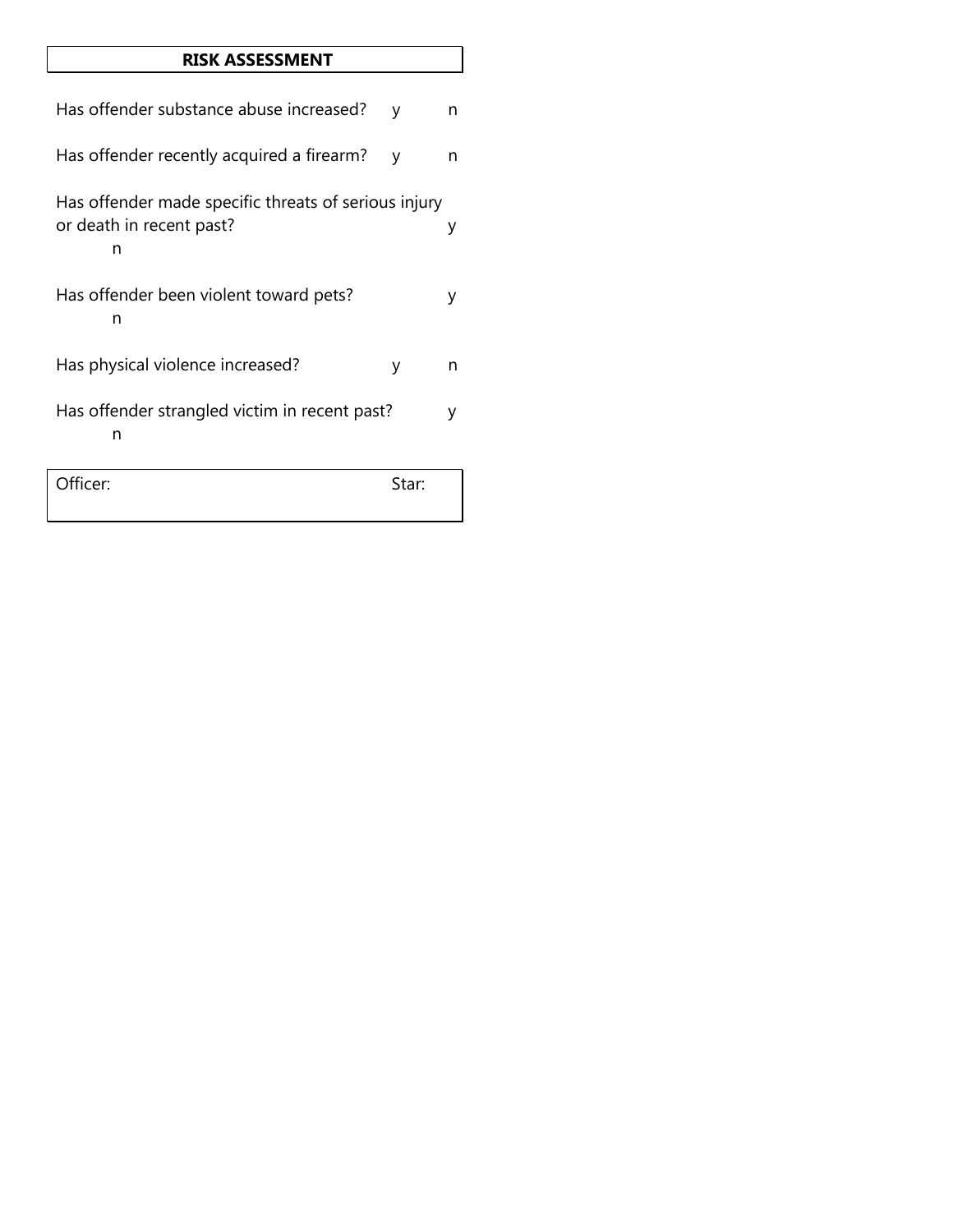**RISK ASSESSMENT**

| Question | | |
|---|---|---|
| Has offender substance abuse increased? | y | n |
| Has offender recently acquired a firearm? | y | n |
| Has offender made specific threats of serious injury or death in recent past? | y | n |
| Has offender been violent toward pets? | y | n |
| Has physical violence increased? | y | n |
| Has offender strangled victim in recent past? | y | n |

| Officer: | Star: |
|---|---|
| | |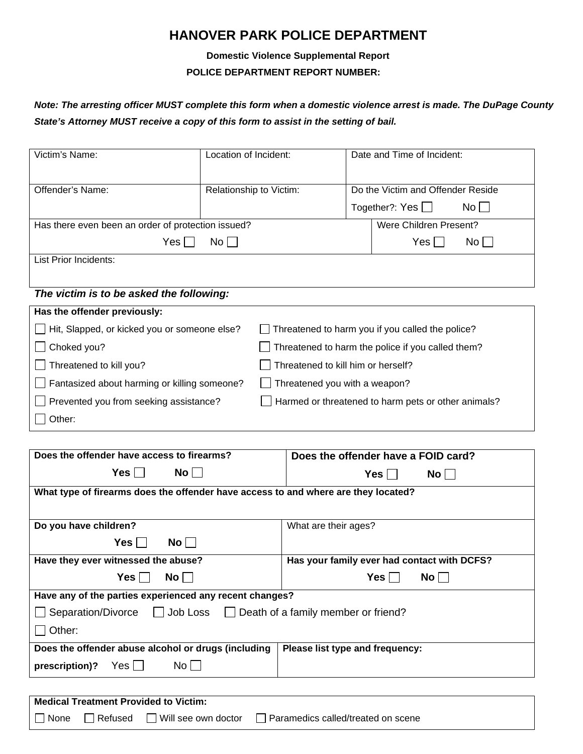# HANOVER PARK POLICE DEPARTMENT

**Domestic Violence Supplemental Report**

**POLICE DEPARTMENT REPORT NUMBER:**

***Note: The arresting officer MUST complete this form when a domestic violence arrest is made. The DuPage County State's Attorney MUST receive a copy of this form to assist in the setting of bail.***

| Victim's Name: | Location of Incident: | Date and Time of Incident: |
|---|---|---|
| Offender's Name: | Relationship to Victim: | Do the Victim and Offender Reside Together?: Yes ☐ No ☐ |
| Has there even been an order of protection issued? Yes ☐ No ☐ | | Were Children Present? Yes ☐ No ☐ |
| List Prior Incidents: | | |

***The victim is to be asked the following:***

**Has the offender previously:**

- ☐ Hit, Slapped, or kicked you or someone else?
- ☐ Choked you?
- ☐ Threatened to kill you?
- ☐ Fantasized about harming or killing someone?
- ☐ Prevented you from seeking assistance?
- ☐ Other:
- ☐ Threatened to harm you if you called the police?
- ☐ Threatened to harm the police if you called them?
- ☐ Threatened to kill him or herself?
- ☐ Threatened you with a weapon?
- ☐ Harmed or threatened to harm pets or other animals?

| **Does the offender have access to firearms?** **Yes** ☐ **No** ☐ | **Does the offender have a FOID card?** **Yes** ☐ **No** ☐ |
|---|---|
| **What type of firearms does the offender have access to and where are they located?** | |
| **Do you have children?** **Yes** ☐ **No** ☐ | What are their ages? |
| **Have they ever witnessed the abuse?** **Yes** ☐ **No** ☐ | **Has your family ever had contact with DCFS?** **Yes** ☐ **No** ☐ |
| **Have any of the parties experienced any recent changes?** ☐ Separation/Divorce ☐ Job Loss ☐ Death of a family member or friend? ☐ Other: | |
| **Does the offender abuse alcohol or drugs (including prescription)?** Yes ☐ No ☐ | **Please list type and frequency:** |

**Medical Treatment Provided to Victim:**

☐ None ☐ Refused ☐ Will see own doctor ☐ Paramedics called/treated on scene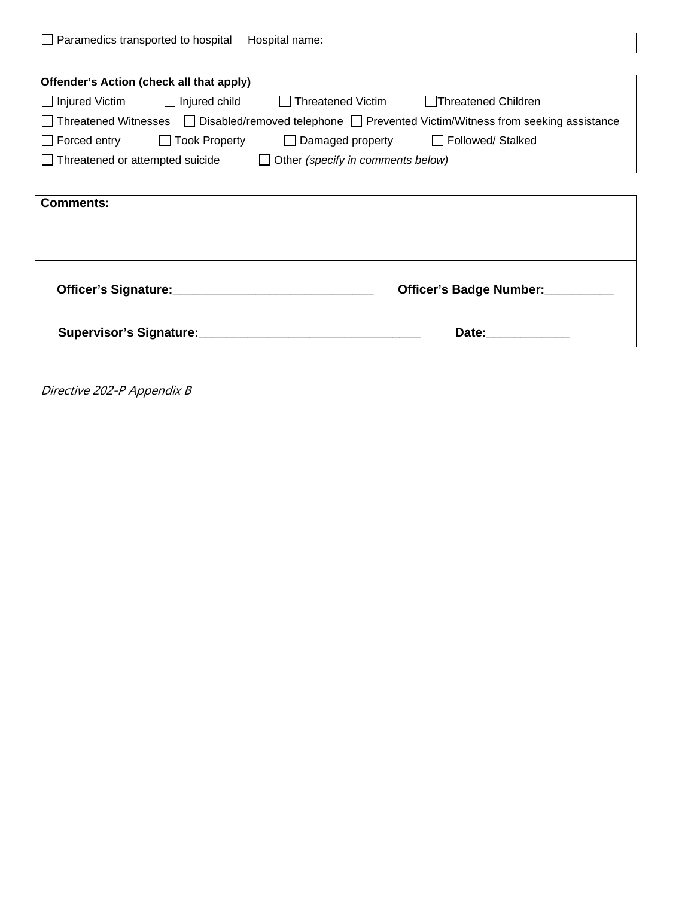☐ Paramedics transported to hospital    Hospital name:

**Offender's Action (check all that apply)**

☐ Injured Victim    ☐ Injured child    ☐ Threatened Victim    ☐ Threatened Children

☐ Threatened Witnesses    ☐ Disabled/removed telephone    ☐ Prevented Victim/Witness from seeking assistance

☐ Forced entry    ☐ Took Property    ☐ Damaged property    ☐ Followed/ Stalked

☐ Threatened or attempted suicide    ☐ Other *(specify in comments below)*

**Comments:**

**Officer's Signature:**______________________________    **Officer's Badge Number:**__________

**Supervisor's Signature:**_________________________________    **Date:**____________

*Directive 202-P Appendix B*